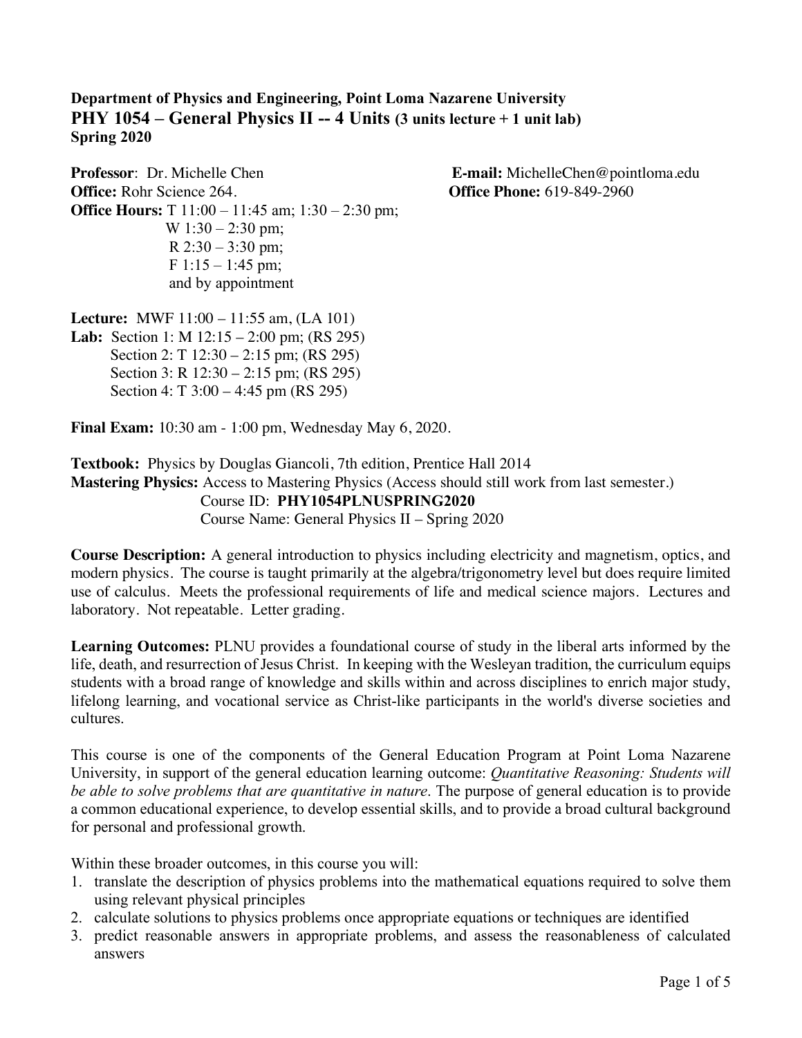**Department of Physics and Engineering, Point Loma Nazarene University**
## PHY 1054 – General Physics II -- 4 Units (3 units lecture + 1 unit lab)
**Spring 2020**

**Professor**: Dr. Michelle Chen
**E-mail:** MichelleChen@pointloma.edu
**Office:** Rohr Science 264.
**Office Phone:** 619-849-2960
**Office Hours:** T 11:00 – 11:45 am; 1:30 – 2:30 pm;
W 1:30 – 2:30 pm;
R 2:30 – 3:30 pm;
F 1:15 – 1:45 pm;
and by appointment

**Lecture:** MWF 11:00 – 11:55 am, (LA 101)
**Lab:** Section 1: M 12:15 – 2:00 pm; (RS 295)
Section 2: T 12:30 – 2:15 pm; (RS 295)
Section 3: R 12:30 – 2:15 pm; (RS 295)
Section 4: T 3:00 – 4:45 pm (RS 295)

**Final Exam:** 10:30 am - 1:00 pm, Wednesday May 6, 2020.

**Textbook:** Physics by Douglas Giancoli, 7th edition, Prentice Hall 2014
**Mastering Physics:** Access to Mastering Physics (Access should still work from last semester.)
Course ID: **PHY1054PLNUSPRING2020**
Course Name: General Physics II – Spring 2020

**Course Description:** A general introduction to physics including electricity and magnetism, optics, and modern physics. The course is taught primarily at the algebra/trigonometry level but does require limited use of calculus. Meets the professional requirements of life and medical science majors. Lectures and laboratory. Not repeatable. Letter grading.

**Learning Outcomes:** PLNU provides a foundational course of study in the liberal arts informed by the life, death, and resurrection of Jesus Christ. In keeping with the Wesleyan tradition, the curriculum equips students with a broad range of knowledge and skills within and across disciplines to enrich major study, lifelong learning, and vocational service as Christ-like participants in the world's diverse societies and cultures.

This course is one of the components of the General Education Program at Point Loma Nazarene University, in support of the general education learning outcome: *Quantitative Reasoning: Students will be able to solve problems that are quantitative in nature.* The purpose of general education is to provide a common educational experience, to develop essential skills, and to provide a broad cultural background for personal and professional growth.

Within these broader outcomes, in this course you will:

1. translate the description of physics problems into the mathematical equations required to solve them using relevant physical principles
2. calculate solutions to physics problems once appropriate equations or techniques are identified
3. predict reasonable answers in appropriate problems, and assess the reasonableness of calculated answers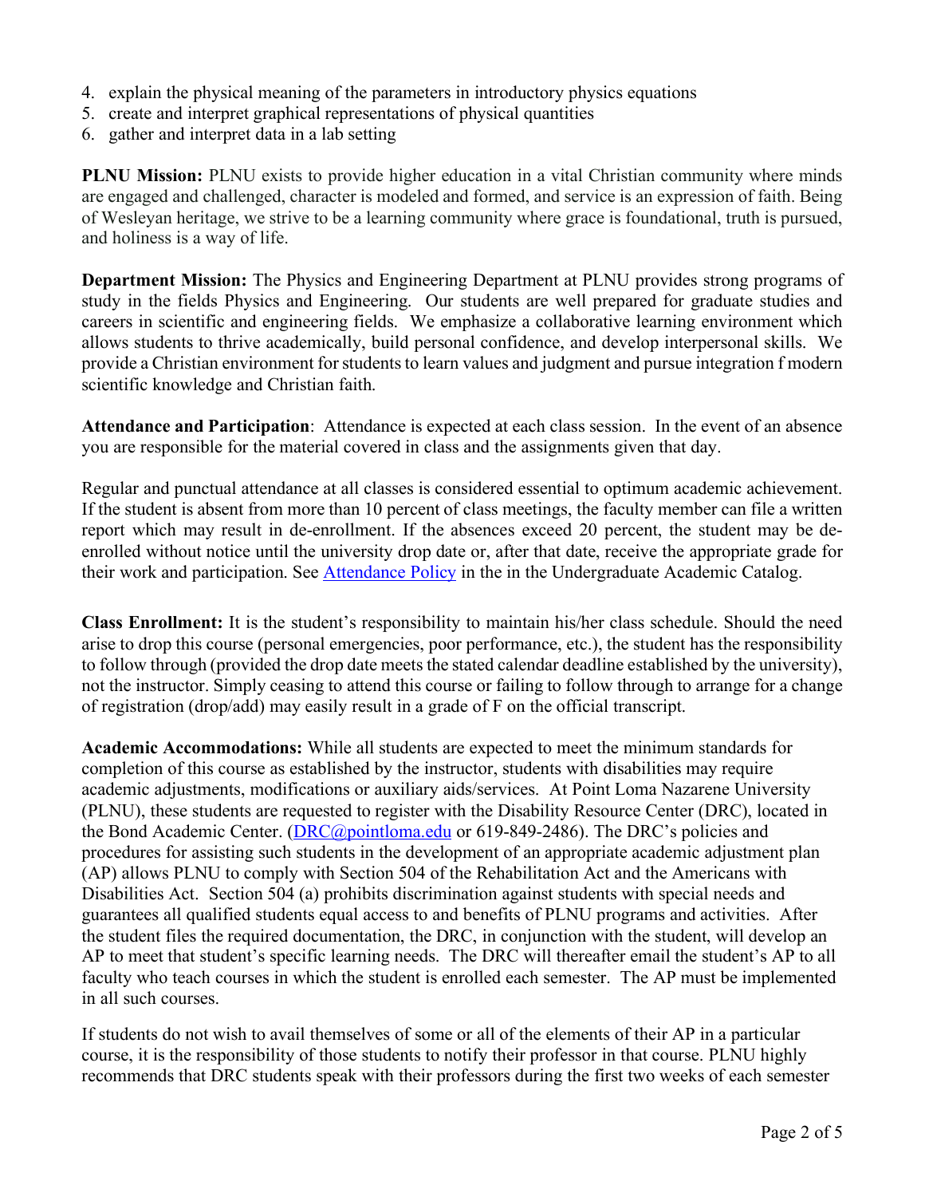4. explain the physical meaning of the parameters in introductory physics equations
5. create and interpret graphical representations of physical quantities
6. gather and interpret data in a lab setting

**PLNU Mission:** PLNU exists to provide higher education in a vital Christian community where minds are engaged and challenged, character is modeled and formed, and service is an expression of faith. Being of Wesleyan heritage, we strive to be a learning community where grace is foundational, truth is pursued, and holiness is a way of life.

**Department Mission:** The Physics and Engineering Department at PLNU provides strong programs of study in the fields Physics and Engineering. Our students are well prepared for graduate studies and careers in scientific and engineering fields. We emphasize a collaborative learning environment which allows students to thrive academically, build personal confidence, and develop interpersonal skills. We provide a Christian environment for students to learn values and judgment and pursue integration f modern scientific knowledge and Christian faith.

**Attendance and Participation**: Attendance is expected at each class session. In the event of an absence you are responsible for the material covered in class and the assignments given that day.

Regular and punctual attendance at all classes is considered essential to optimum academic achievement. If the student is absent from more than 10 percent of class meetings, the faculty member can file a written report which may result in de-enrollment. If the absences exceed 20 percent, the student may be de-enrolled without notice until the university drop date or, after that date, receive the appropriate grade for their work and participation. See Attendance Policy in the in the Undergraduate Academic Catalog.

**Class Enrollment:** It is the student's responsibility to maintain his/her class schedule. Should the need arise to drop this course (personal emergencies, poor performance, etc.), the student has the responsibility to follow through (provided the drop date meets the stated calendar deadline established by the university), not the instructor. Simply ceasing to attend this course or failing to follow through to arrange for a change of registration (drop/add) may easily result in a grade of F on the official transcript.

**Academic Accommodations:** While all students are expected to meet the minimum standards for completion of this course as established by the instructor, students with disabilities may require academic adjustments, modifications or auxiliary aids/services. At Point Loma Nazarene University (PLNU), these students are requested to register with the Disability Resource Center (DRC), located in the Bond Academic Center. (DRC@pointloma.edu or 619-849-2486). The DRC's policies and procedures for assisting such students in the development of an appropriate academic adjustment plan (AP) allows PLNU to comply with Section 504 of the Rehabilitation Act and the Americans with Disabilities Act. Section 504 (a) prohibits discrimination against students with special needs and guarantees all qualified students equal access to and benefits of PLNU programs and activities. After the student files the required documentation, the DRC, in conjunction with the student, will develop an AP to meet that student's specific learning needs. The DRC will thereafter email the student's AP to all faculty who teach courses in which the student is enrolled each semester. The AP must be implemented in all such courses.

If students do not wish to avail themselves of some or all of the elements of their AP in a particular course, it is the responsibility of those students to notify their professor in that course. PLNU highly recommends that DRC students speak with their professors during the first two weeks of each semester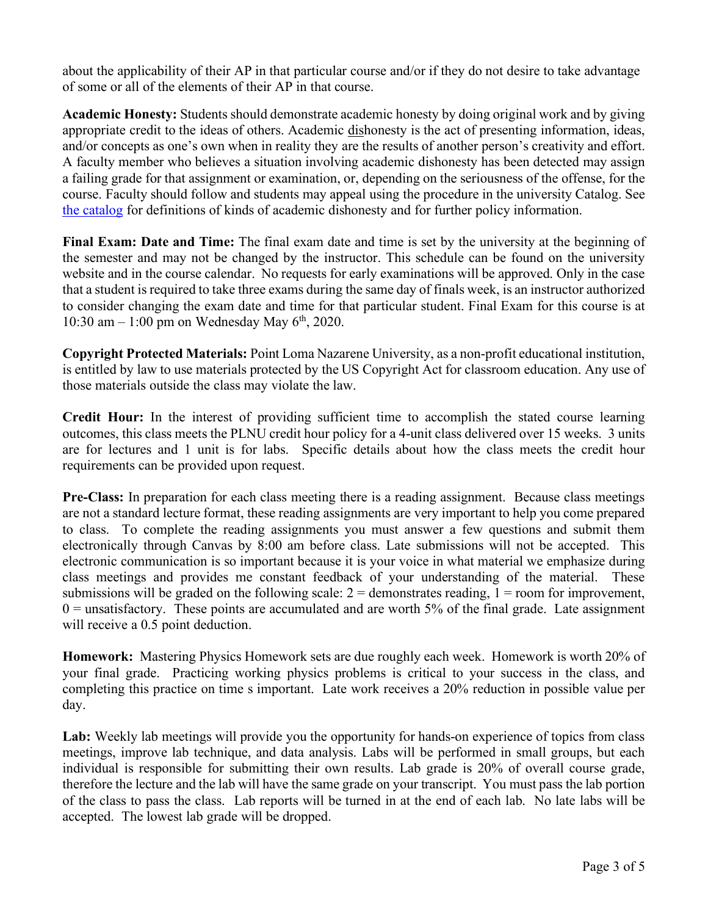about the applicability of their AP in that particular course and/or if they do not desire to take advantage of some or all of the elements of their AP in that course.

**Academic Honesty:** Students should demonstrate academic honesty by doing original work and by giving appropriate credit to the ideas of others. Academic dishonesty is the act of presenting information, ideas, and/or concepts as one's own when in reality they are the results of another person's creativity and effort. A faculty member who believes a situation involving academic dishonesty has been detected may assign a failing grade for that assignment or examination, or, depending on the seriousness of the offense, for the course. Faculty should follow and students may appeal using the procedure in the university Catalog. See the catalog for definitions of kinds of academic dishonesty and for further policy information.

**Final Exam: Date and Time:** The final exam date and time is set by the university at the beginning of the semester and may not be changed by the instructor. This schedule can be found on the university website and in the course calendar. No requests for early examinations will be approved. Only in the case that a student is required to take three exams during the same day of finals week, is an instructor authorized to consider changing the exam date and time for that particular student. Final Exam for this course is at 10:30 am – 1:00 pm on Wednesday May 6th, 2020.

**Copyright Protected Materials:** Point Loma Nazarene University, as a non-profit educational institution, is entitled by law to use materials protected by the US Copyright Act for classroom education. Any use of those materials outside the class may violate the law.

**Credit Hour:** In the interest of providing sufficient time to accomplish the stated course learning outcomes, this class meets the PLNU credit hour policy for a 4-unit class delivered over 15 weeks. 3 units are for lectures and 1 unit is for labs. Specific details about how the class meets the credit hour requirements can be provided upon request.

**Pre-Class:** In preparation for each class meeting there is a reading assignment. Because class meetings are not a standard lecture format, these reading assignments are very important to help you come prepared to class. To complete the reading assignments you must answer a few questions and submit them electronically through Canvas by 8:00 am before class. Late submissions will not be accepted. This electronic communication is so important because it is your voice in what material we emphasize during class meetings and provides me constant feedback of your understanding of the material. These submissions will be graded on the following scale: 2 = demonstrates reading, 1 = room for improvement, 0 = unsatisfactory. These points are accumulated and are worth 5% of the final grade. Late assignment will receive a 0.5 point deduction.

**Homework:** Mastering Physics Homework sets are due roughly each week. Homework is worth 20% of your final grade. Practicing working physics problems is critical to your success in the class, and completing this practice on time s important. Late work receives a 20% reduction in possible value per day.

**Lab:** Weekly lab meetings will provide you the opportunity for hands-on experience of topics from class meetings, improve lab technique, and data analysis. Labs will be performed in small groups, but each individual is responsible for submitting their own results. Lab grade is 20% of overall course grade, therefore the lecture and the lab will have the same grade on your transcript. You must pass the lab portion of the class to pass the class. Lab reports will be turned in at the end of each lab. No late labs will be accepted. The lowest lab grade will be dropped.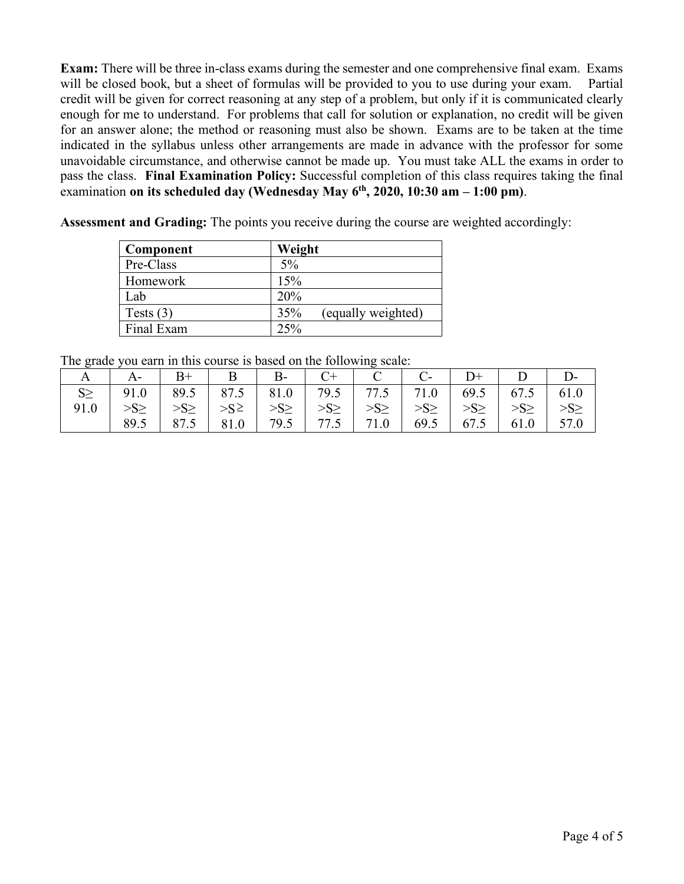**Exam:** There will be three in-class exams during the semester and one comprehensive final exam. Exams will be closed book, but a sheet of formulas will be provided to you to use during your exam. Partial credit will be given for correct reasoning at any step of a problem, but only if it is communicated clearly enough for me to understand. For problems that call for solution or explanation, no credit will be given for an answer alone; the method or reasoning must also be shown. Exams are to be taken at the time indicated in the syllabus unless other arrangements are made in advance with the professor for some unavoidable circumstance, and otherwise cannot be made up. You must take ALL the exams in order to pass the class. **Final Examination Policy:** Successful completion of this class requires taking the final examination **on its scheduled day (Wednesday May 6th, 2020, 10:30 am – 1:00 pm)**.

**Assessment and Grading:** The points you receive during the course are weighted accordingly:

| Component | Weight |
|---|---|
| Pre-Class | 5% |
| Homework | 15% |
| Lab | 20% |
| Tests (3) | 35% (equally weighted) |
| Final Exam | 25% |

The grade you earn in this course is based on the following scale:

| A | A- | B+ | B | B- | C+ | C | C- | D+ | D | D- |
|---|---|---|---|---|---|---|---|---|---|---|
| S≥ 91.0 | 91.0 >S≥ 89.5 | 89.5 >S≥ 87.5 | 87.5 >S≥ 81.0 | 81.0 >S≥ 79.5 | 79.5 >S≥ 77.5 | 77.5 >S≥ 71.0 | 71.0 >S≥ 69.5 | 69.5 >S≥ 67.5 | 67.5 >S≥ 61.0 | 61.0 >S≥ 57.0 |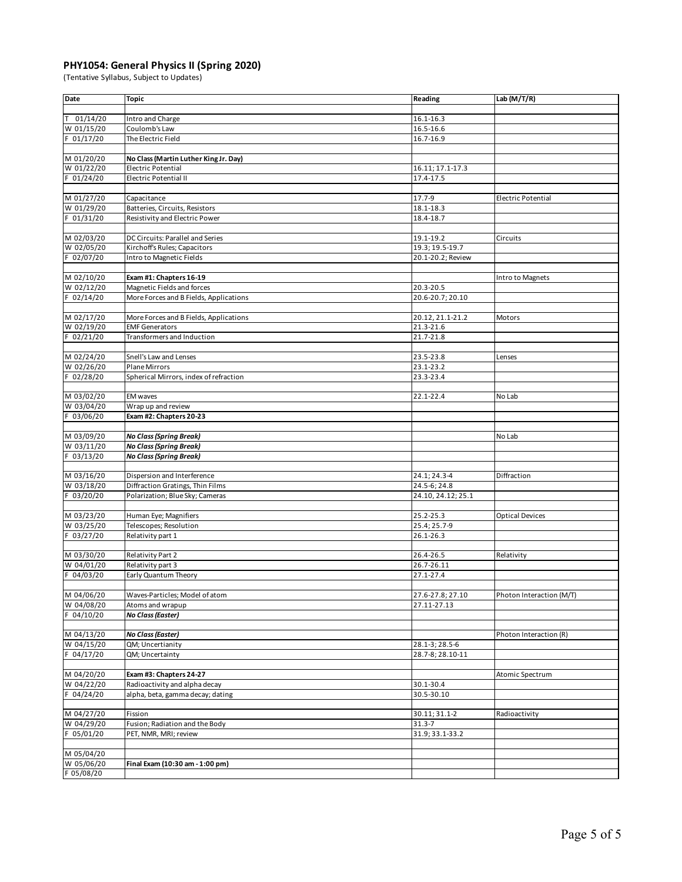**PHY1054: General Physics II (Spring 2020)**

(Tentative Syllabus, Subject to Updates)

| Date | Topic | Reading | Lab (M/T/R) |
|---|---|---|---|
| | | | |
| T 01/14/20 | Intro and Charge | 16.1-16.3 | |
| W 01/15/20 | Coulomb's Law | 16.5-16.6 | |
| F 01/17/20 | The Electric Field | 16.7-16.9 | |
| | | | |
| M 01/20/20 | **No Class (Martin Luther King Jr. Day)** | | |
| W 01/22/20 | Electric Potential | 16.11; 17.1-17.3 | |
| F 01/24/20 | Electric Potential II | 17.4-17.5 | |
| | | | |
| M 01/27/20 | Capacitance | 17.7-9 | Electric Potential |
| W 01/29/20 | Batteries, Circuits, Resistors | 18.1-18.3 | |
| F 01/31/20 | Resistivity and Electric Power | 18.4-18.7 | |
| | | | |
| M 02/03/20 | DC Circuits: Parallel and Series | 19.1-19.2 | Circuits |
| W 02/05/20 | Kirchoff's Rules; Capacitors | 19.3; 19.5-19.7 | |
| F 02/07/20 | Intro to Magnetic Fields | 20.1-20.2; Review | |
| | | | |
| M 02/10/20 | **Exam #1: Chapters 16-19** | | Intro to Magnets |
| W 02/12/20 | Magnetic Fields and forces | 20.3-20.5 | |
| F 02/14/20 | More Forces and B Fields, Applications | 20.6-20.7; 20.10 | |
| | | | |
| M 02/17/20 | More Forces and B Fields, Applications | 20.12, 21.1-21.2 | Motors |
| W 02/19/20 | EMF Generators | 21.3-21.6 | |
| F 02/21/20 | Transformers and Induction | 21.7-21.8 | |
| | | | |
| M 02/24/20 | Snell's Law and Lenses | 23.5-23.8 | Lenses |
| W 02/26/20 | Plane Mirrors | 23.1-23.2 | |
| F 02/28/20 | Spherical Mirrors, index of refraction | 23.3-23.4 | |
| | | | |
| M 03/02/20 | EM waves | 22.1-22.4 | No Lab |
| W 03/04/20 | Wrap up and review | | |
| F 03/06/20 | **Exam #2: Chapters 20-23** | | |
| | | | |
| M 03/09/20 | ***No Class (Spring Break)*** | | No Lab |
| W 03/11/20 | ***No Class (Spring Break)*** | | |
| F 03/13/20 | ***No Class (Spring Break)*** | | |
| | | | |
| M 03/16/20 | Dispersion and Interference | 24.1; 24.3-4 | Diffraction |
| W 03/18/20 | Diffraction Gratings, Thin Films | 24.5-6; 24.8 | |
| F 03/20/20 | Polarization; Blue Sky; Cameras | 24.10, 24.12; 25.1 | |
| | | | |
| M 03/23/20 | Human Eye; Magnifiers | 25.2-25.3 | Optical Devices |
| W 03/25/20 | Telescopes; Resolution | 25.4; 25.7-9 | |
| F 03/27/20 | Relativity part 1 | 26.1-26.3 | |
| | | | |
| M 03/30/20 | Relativity Part 2 | 26.4-26.5 | Relativity |
| W 04/01/20 | Relativity part 3 | 26.7-26.11 | |
| F 04/03/20 | Early Quantum Theory | 27.1-27.4 | |
| | | | |
| M 04/06/20 | Waves-Particles; Model of atom | 27.6-27.8; 27.10 | Photon Interaction (M/T) |
| W 04/08/20 | Atoms and wrapup | 27.11-27.13 | |
| F 04/10/20 | ***No Class (Easter)*** | | |
| | | | |
| M 04/13/20 | ***No Class (Easter)*** | | Photon Interaction (R) |
| W 04/15/20 | QM; Uncertianity | 28.1-3; 28.5-6 | |
| F 04/17/20 | QM; Uncertainty | 28.7-8; 28.10-11 | |
| | | | |
| M 04/20/20 | **Exam #3: Chapters 24-27** | | Atomic Spectrum |
| W 04/22/20 | Radioactivity and alpha decay | 30.1-30.4 | |
| F 04/24/20 | alpha, beta, gamma decay; dating | 30.5-30.10 | |
| | | | |
| M 04/27/20 | Fission | 30.11; 31.1-2 | Radioactivity |
| W 04/29/20 | Fusion; Radiation and the Body | 31.3-7 | |
| F 05/01/20 | PET, NMR, MRI; review | 31.9; 33.1-33.2 | |
| | | | |
| M 05/04/20 | | | |
| W 05/06/20 | **Final Exam (10:30 am - 1:00 pm)** | | |
| F 05/08/20 | | | |